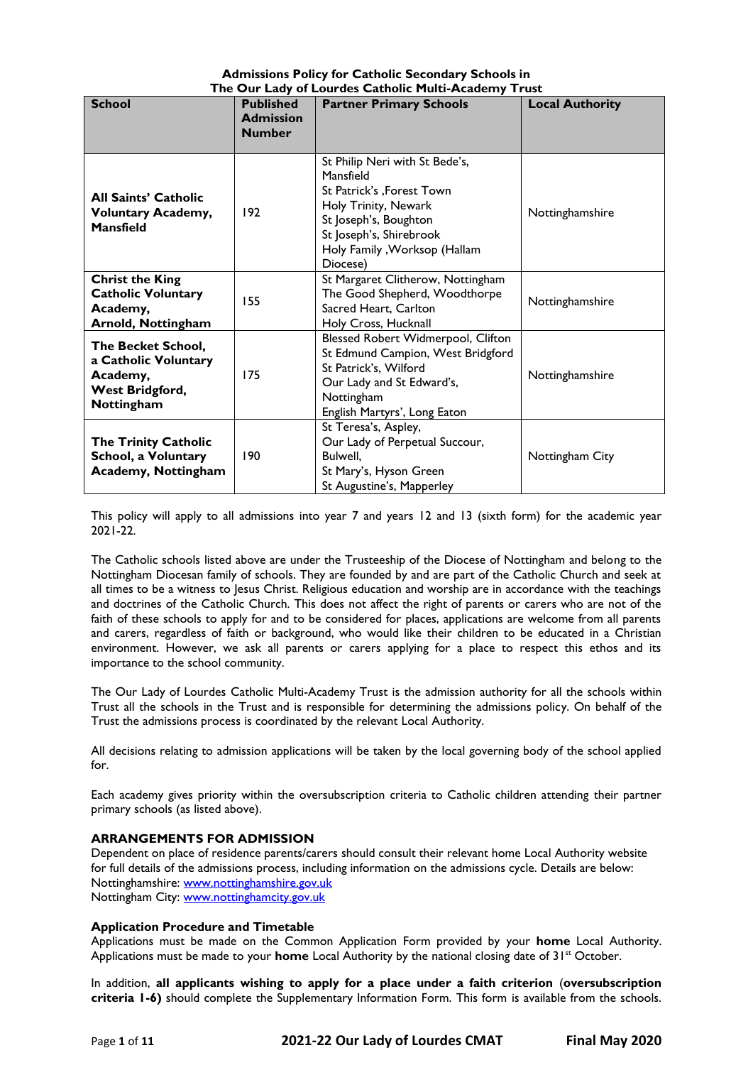**Admissions Policy for Catholic Secondary Schools in The Our Lady of Lourdes Catholic Multi-Academy Trust**

| School | Published Admission Number | Partner Primary Schools | Local Authority |
|---|---|---|---|
| **All Saints' Catholic Voluntary Academy, Mansfield** | 192 | St Philip Neri with St Bede's, Mansfield<br>St Patrick's ,Forest Town<br>Holy Trinity, Newark<br>St Joseph's, Boughton<br>St Joseph's, Shirebrook<br>Holy Family ,Worksop (Hallam Diocese) | Nottinghamshire |
| **Christ the King Catholic Voluntary Academy, Arnold, Nottingham** | 155 | St Margaret Clitherow, Nottingham<br>The Good Shepherd, Woodthorpe<br>Sacred Heart, Carlton<br>Holy Cross, Hucknall | Nottinghamshire |
| **The Becket School, a Catholic Voluntary Academy, West Bridgford, Nottingham** | 175 | Blessed Robert Widmerpool, Clifton<br>St Edmund Campion, West Bridgford<br>St Patrick's, Wilford<br>Our Lady and St Edward's, Nottingham<br>English Martyrs', Long Eaton | Nottinghamshire |
| **The Trinity Catholic School, a Voluntary Academy, Nottingham** | 190 | St Teresa's, Aspley,<br>Our Lady of Perpetual Succour, Bulwell,<br>St Mary's, Hyson Green<br>St Augustine's, Mapperley | Nottingham City |

This policy will apply to all admissions into year 7 and years 12 and 13 (sixth form) for the academic year 2021-22.

The Catholic schools listed above are under the Trusteeship of the Diocese of Nottingham and belong to the Nottingham Diocesan family of schools. They are founded by and are part of the Catholic Church and seek at all times to be a witness to Jesus Christ. Religious education and worship are in accordance with the teachings and doctrines of the Catholic Church. This does not affect the right of parents or carers who are not of the faith of these schools to apply for and to be considered for places, applications are welcome from all parents and carers, regardless of faith or background, who would like their children to be educated in a Christian environment. However, we ask all parents or carers applying for a place to respect this ethos and its importance to the school community.

The Our Lady of Lourdes Catholic Multi-Academy Trust is the admission authority for all the schools within Trust all the schools in the Trust and is responsible for determining the admissions policy. On behalf of the Trust the admissions process is coordinated by the relevant Local Authority.

All decisions relating to admission applications will be taken by the local governing body of the school applied for.

Each academy gives priority within the oversubscription criteria to Catholic children attending their partner primary schools (as listed above).

### ARRANGEMENTS FOR ADMISSION

Dependent on place of residence parents/carers should consult their relevant home Local Authority website for full details of the admissions process, including information on the admissions cycle. Details are below:
Nottinghamshire: www.nottinghamshire.gov.uk
Nottingham City: www.nottinghamcity.gov.uk

#### Application Procedure and Timetable

Applications must be made on the Common Application Form provided by your **home** Local Authority. Applications must be made to your **home** Local Authority by the national closing date of 31st October.

In addition, **all applicants wishing to apply for a place under a faith criterion** (**oversubscription criteria 1-6)** should complete the Supplementary Information Form. This form is available from the schools.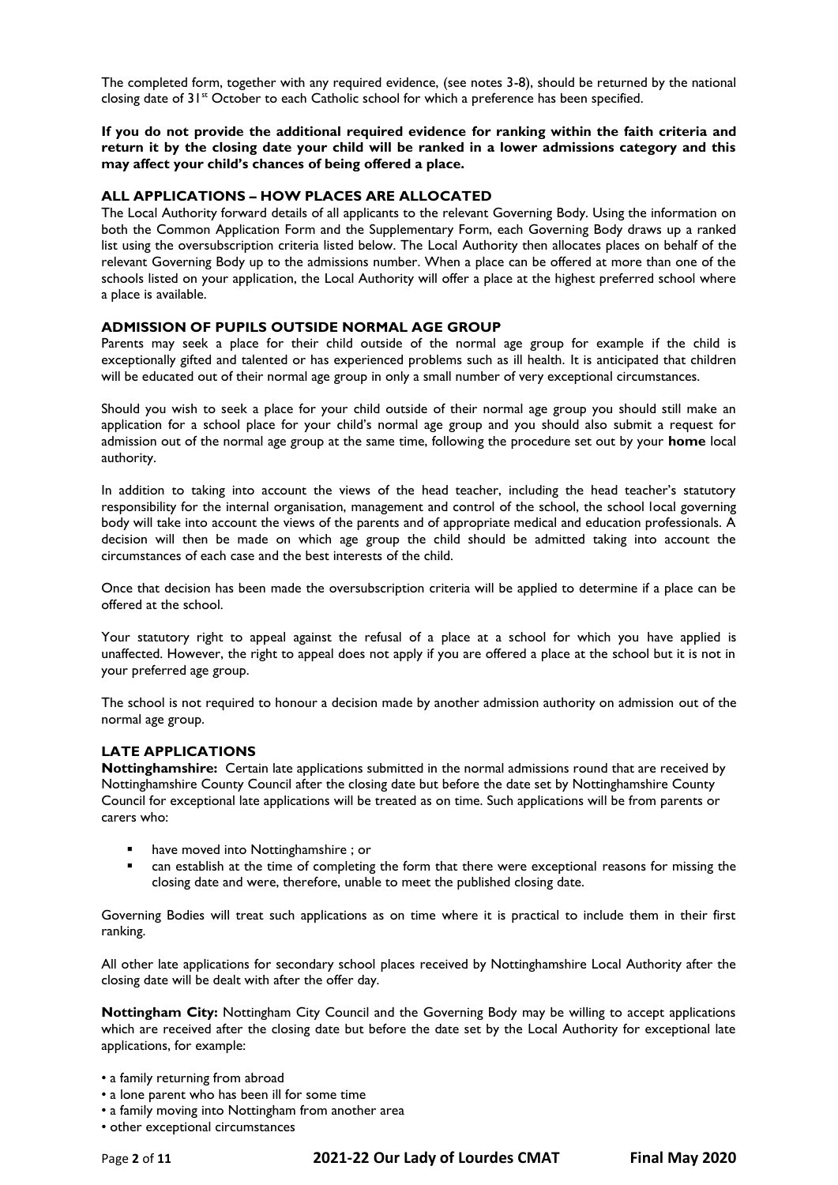The completed form, together with any required evidence, (see notes 3-8), should be returned by the national closing date of 31st October to each Catholic school for which a preference has been specified.

**If you do not provide the additional required evidence for ranking within the faith criteria and return it by the closing date your child will be ranked in a lower admissions category and this may affect your child's chances of being offered a place.**

### ALL APPLICATIONS – HOW PLACES ARE ALLOCATED

The Local Authority forward details of all applicants to the relevant Governing Body. Using the information on both the Common Application Form and the Supplementary Form, each Governing Body draws up a ranked list using the oversubscription criteria listed below. The Local Authority then allocates places on behalf of the relevant Governing Body up to the admissions number. When a place can be offered at more than one of the schools listed on your application, the Local Authority will offer a place at the highest preferred school where a place is available.

### ADMISSION OF PUPILS OUTSIDE NORMAL AGE GROUP

Parents may seek a place for their child outside of the normal age group for example if the child is exceptionally gifted and talented or has experienced problems such as ill health. It is anticipated that children will be educated out of their normal age group in only a small number of very exceptional circumstances.

Should you wish to seek a place for your child outside of their normal age group you should still make an application for a school place for your child's normal age group and you should also submit a request for admission out of the normal age group at the same time, following the procedure set out by your **home** local authority.

In addition to taking into account the views of the head teacher, including the head teacher's statutory responsibility for the internal organisation, management and control of the school, the school local governing body will take into account the views of the parents and of appropriate medical and education professionals. A decision will then be made on which age group the child should be admitted taking into account the circumstances of each case and the best interests of the child.

Once that decision has been made the oversubscription criteria will be applied to determine if a place can be offered at the school.

Your statutory right to appeal against the refusal of a place at a school for which you have applied is unaffected. However, the right to appeal does not apply if you are offered a place at the school but it is not in your preferred age group.

The school is not required to honour a decision made by another admission authority on admission out of the normal age group.

### LATE APPLICATIONS

**Nottinghamshire:** Certain late applications submitted in the normal admissions round that are received by Nottinghamshire County Council after the closing date but before the date set by Nottinghamshire County Council for exceptional late applications will be treated as on time. Such applications will be from parents or carers who:

- have moved into Nottinghamshire ; or
- can establish at the time of completing the form that there were exceptional reasons for missing the closing date and were, therefore, unable to meet the published closing date.

Governing Bodies will treat such applications as on time where it is practical to include them in their first ranking.

All other late applications for secondary school places received by Nottinghamshire Local Authority after the closing date will be dealt with after the offer day.

**Nottingham City:** Nottingham City Council and the Governing Body may be willing to accept applications which are received after the closing date but before the date set by the Local Authority for exceptional late applications, for example:

- a family returning from abroad
- a lone parent who has been ill for some time
- a family moving into Nottingham from another area
- other exceptional circumstances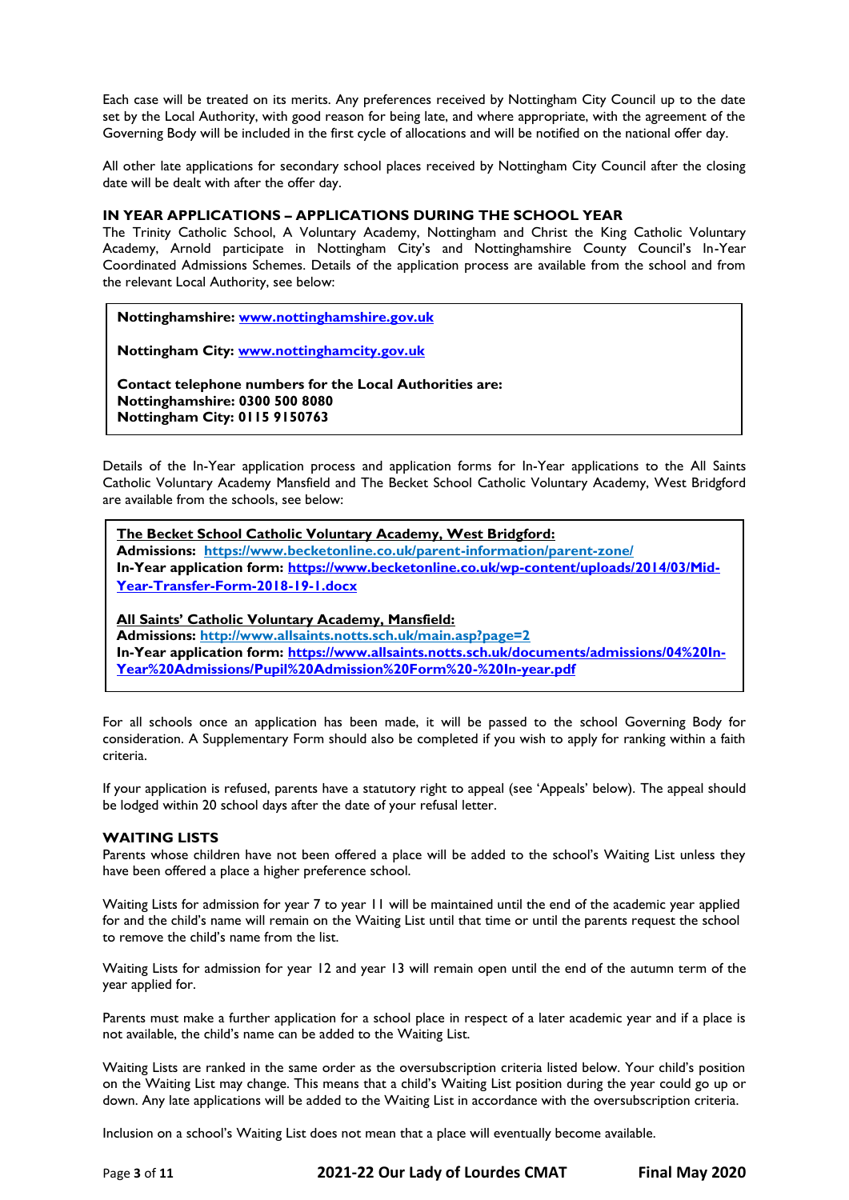Each case will be treated on its merits. Any preferences received by Nottingham City Council up to the date set by the Local Authority, with good reason for being late, and where appropriate, with the agreement of the Governing Body will be included in the first cycle of allocations and will be notified on the national offer day.

All other late applications for secondary school places received by Nottingham City Council after the closing date will be dealt with after the offer day.

### IN YEAR APPLICATIONS – APPLICATIONS DURING THE SCHOOL YEAR

The Trinity Catholic School, A Voluntary Academy, Nottingham and Christ the King Catholic Voluntary Academy, Arnold participate in Nottingham City's and Nottinghamshire County Council's In-Year Coordinated Admissions Schemes. Details of the application process are available from the school and from the relevant Local Authority, see below:

**Nottinghamshire: [www.nottinghamshire.gov.uk](http://www.nottinghamshire.gov.uk)**

**Nottingham City: [www.nottinghamcity.gov.uk](http://www.nottinghamcity.gov.uk)**

**Contact telephone numbers for the Local Authorities are:**
**Nottinghamshire: 0300 500 8080**
**Nottingham City: 0115 9150763**

Details of the In-Year application process and application forms for In-Year applications to the All Saints Catholic Voluntary Academy Mansfield and The Becket School Catholic Voluntary Academy, West Bridgford are available from the schools, see below:

**<u>The Becket School Catholic Voluntary Academy, West Bridgford:</u>**
**Admissions:** [https://www.becketonline.co.uk/parent-information/parent-zone/](https://www.becketonline.co.uk/parent-information/parent-zone/)
**In-Year application form:** [https://www.becketonline.co.uk/wp-content/uploads/2014/03/Mid-Year-Transfer-Form-2018-19-1.docx](https://www.becketonline.co.uk/wp-content/uploads/2014/03/Mid-Year-Transfer-Form-2018-19-1.docx)

**<u>All Saints' Catholic Voluntary Academy, Mansfield:</u>**
**Admissions:** [http://www.allsaints.notts.sch.uk/main.asp?page=2](http://www.allsaints.notts.sch.uk/main.asp?page=2)
**In-Year application form:** [https://www.allsaints.notts.sch.uk/documents/admissions/04%20In-Year%20Admissions/Pupil%20Admission%20Form%20-%20In-year.pdf](https://www.allsaints.notts.sch.uk/documents/admissions/04%20In-Year%20Admissions/Pupil%20Admission%20Form%20-%20In-year.pdf)

For all schools once an application has been made, it will be passed to the school Governing Body for consideration. A Supplementary Form should also be completed if you wish to apply for ranking within a faith criteria.

If your application is refused, parents have a statutory right to appeal (see 'Appeals' below). The appeal should be lodged within 20 school days after the date of your refusal letter.

### WAITING LISTS

Parents whose children have not been offered a place will be added to the school's Waiting List unless they have been offered a place a higher preference school.

Waiting Lists for admission for year 7 to year 11 will be maintained until the end of the academic year applied for and the child's name will remain on the Waiting List until that time or until the parents request the school to remove the child's name from the list.

Waiting Lists for admission for year 12 and year 13 will remain open until the end of the autumn term of the year applied for.

Parents must make a further application for a school place in respect of a later academic year and if a place is not available, the child's name can be added to the Waiting List.

Waiting Lists are ranked in the same order as the oversubscription criteria listed below. Your child's position on the Waiting List may change. This means that a child's Waiting List position during the year could go up or down. Any late applications will be added to the Waiting List in accordance with the oversubscription criteria.

Inclusion on a school's Waiting List does not mean that a place will eventually become available.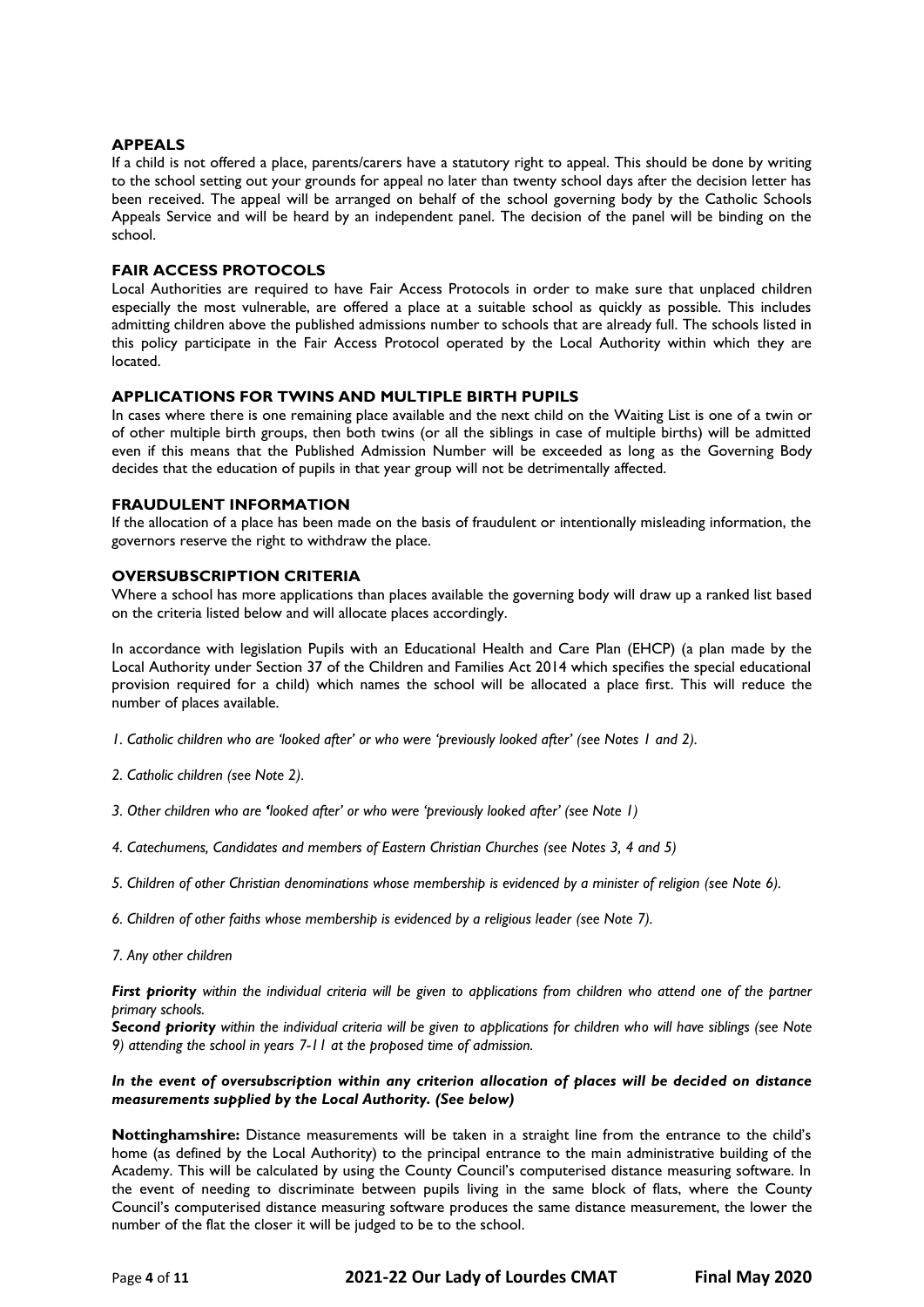## APPEALS

If a child is not offered a place, parents/carers have a statutory right to appeal. This should be done by writing to the school setting out your grounds for appeal no later than twenty school days after the decision letter has been received. The appeal will be arranged on behalf of the school governing body by the Catholic Schools Appeals Service and will be heard by an independent panel. The decision of the panel will be binding on the school.

## FAIR ACCESS PROTOCOLS

Local Authorities are required to have Fair Access Protocols in order to make sure that unplaced children especially the most vulnerable, are offered a place at a suitable school as quickly as possible. This includes admitting children above the published admissions number to schools that are already full. The schools listed in this policy participate in the Fair Access Protocol operated by the Local Authority within which they are located.

## APPLICATIONS FOR TWINS AND MULTIPLE BIRTH PUPILS

In cases where there is one remaining place available and the next child on the Waiting List is one of a twin or of other multiple birth groups, then both twins (or all the siblings in case of multiple births) will be admitted even if this means that the Published Admission Number will be exceeded as long as the Governing Body decides that the education of pupils in that year group will not be detrimentally affected.

## FRAUDULENT INFORMATION

If the allocation of a place has been made on the basis of fraudulent or intentionally misleading information, the governors reserve the right to withdraw the place.

## OVERSUBSCRIPTION CRITERIA

Where a school has more applications than places available the governing body will draw up a ranked list based on the criteria listed below and will allocate places accordingly.

In accordance with legislation Pupils with an Educational Health and Care Plan (EHCP) (a plan made by the Local Authority under Section 37 of the Children and Families Act 2014 which specifies the special educational provision required for a child) which names the school will be allocated a place first. This will reduce the number of places available.

*1. Catholic children who are 'looked after' or who were 'previously looked after' (see Notes 1 and 2).*

*2. Catholic children (see Note 2).*

*3. Other children who are 'looked after' or who were 'previously looked after' (see Note 1)*

*4. Catechumens, Candidates and members of Eastern Christian Churches (see Notes 3, 4 and 5)*

*5. Children of other Christian denominations whose membership is evidenced by a minister of religion (see Note 6).*

*6. Children of other faiths whose membership is evidenced by a religious leader (see Note 7).*

*7. Any other children*

***First priority*** *within the individual criteria will be given to applications from children who attend one of the partner primary schools.*

***Second priority*** *within the individual criteria will be given to applications for children who will have siblings (see Note 9) attending the school in years 7-11 at the proposed time of admission.*

***In the event of oversubscription within any criterion allocation of places will be decided on distance measurements supplied by the Local Authority. (See below)***

**Nottinghamshire:** Distance measurements will be taken in a straight line from the entrance to the child's home (as defined by the Local Authority) to the principal entrance to the main administrative building of the Academy. This will be calculated by using the County Council's computerised distance measuring software. In the event of needing to discriminate between pupils living in the same block of flats, where the County Council's computerised distance measuring software produces the same distance measurement, the lower the number of the flat the closer it will be judged to be to the school.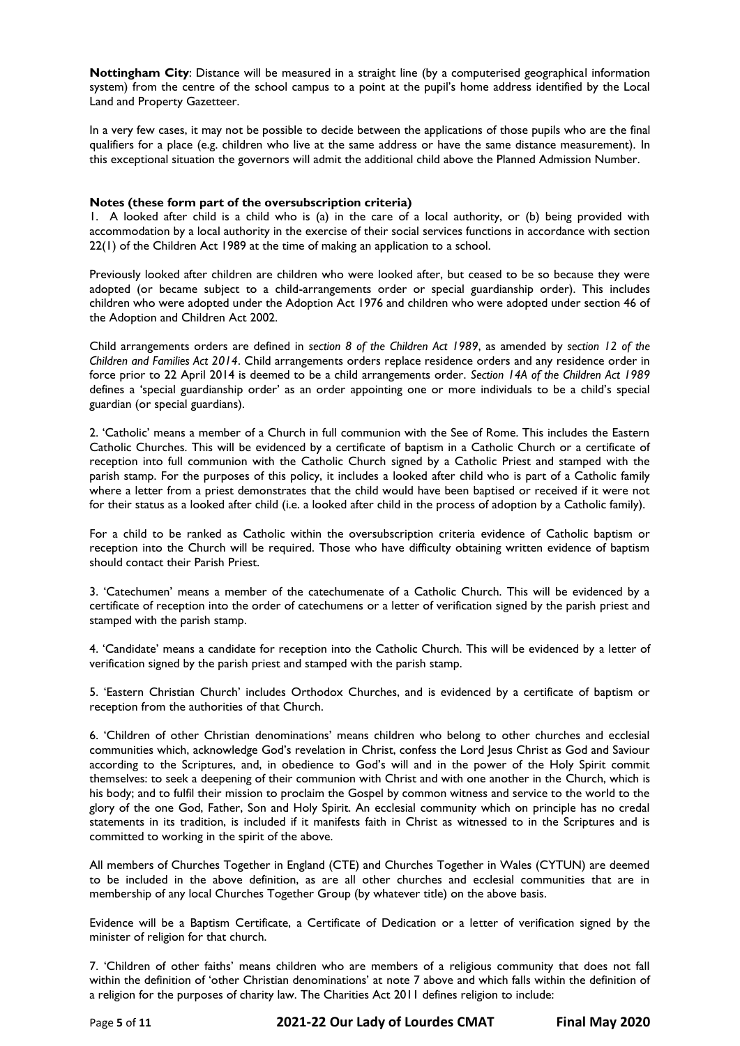**Nottingham City**: Distance will be measured in a straight line (by a computerised geographical information system) from the centre of the school campus to a point at the pupil's home address identified by the Local Land and Property Gazetteer.

In a very few cases, it may not be possible to decide between the applications of those pupils who are the final qualifiers for a place (e.g. children who live at the same address or have the same distance measurement). In this exceptional situation the governors will admit the additional child above the Planned Admission Number.

**Notes (these form part of the oversubscription criteria)**

1. A looked after child is a child who is (a) in the care of a local authority, or (b) being provided with accommodation by a local authority in the exercise of their social services functions in accordance with section 22(1) of the Children Act 1989 at the time of making an application to a school.

Previously looked after children are children who were looked after, but ceased to be so because they were adopted (or became subject to a child-arrangements order or special guardianship order). This includes children who were adopted under the Adoption Act 1976 and children who were adopted under section 46 of the Adoption and Children Act 2002.

Child arrangements orders are defined in *section 8 of the Children Act 1989*, as amended by *section 12 of the Children and Families Act 2014*. Child arrangements orders replace residence orders and any residence order in force prior to 22 April 2014 is deemed to be a child arrangements order. *Section 14A of the Children Act 1989* defines a 'special guardianship order' as an order appointing one or more individuals to be a child's special guardian (or special guardians).

2. 'Catholic' means a member of a Church in full communion with the See of Rome. This includes the Eastern Catholic Churches. This will be evidenced by a certificate of baptism in a Catholic Church or a certificate of reception into full communion with the Catholic Church signed by a Catholic Priest and stamped with the parish stamp. For the purposes of this policy, it includes a looked after child who is part of a Catholic family where a letter from a priest demonstrates that the child would have been baptised or received if it were not for their status as a looked after child (i.e. a looked after child in the process of adoption by a Catholic family).

For a child to be ranked as Catholic within the oversubscription criteria evidence of Catholic baptism or reception into the Church will be required. Those who have difficulty obtaining written evidence of baptism should contact their Parish Priest.

3. 'Catechumen' means a member of the catechumenate of a Catholic Church. This will be evidenced by a certificate of reception into the order of catechumens or a letter of verification signed by the parish priest and stamped with the parish stamp.

4. 'Candidate' means a candidate for reception into the Catholic Church. This will be evidenced by a letter of verification signed by the parish priest and stamped with the parish stamp.

5. 'Eastern Christian Church' includes Orthodox Churches, and is evidenced by a certificate of baptism or reception from the authorities of that Church.

6. 'Children of other Christian denominations' means children who belong to other churches and ecclesial communities which, acknowledge God's revelation in Christ, confess the Lord Jesus Christ as God and Saviour according to the Scriptures, and, in obedience to God's will and in the power of the Holy Spirit commit themselves: to seek a deepening of their communion with Christ and with one another in the Church, which is his body; and to fulfil their mission to proclaim the Gospel by common witness and service to the world to the glory of the one God, Father, Son and Holy Spirit. An ecclesial community which on principle has no credal statements in its tradition, is included if it manifests faith in Christ as witnessed to in the Scriptures and is committed to working in the spirit of the above.

All members of Churches Together in England (CTE) and Churches Together in Wales (CYTUN) are deemed to be included in the above definition, as are all other churches and ecclesial communities that are in membership of any local Churches Together Group (by whatever title) on the above basis.

Evidence will be a Baptism Certificate, a Certificate of Dedication or a letter of verification signed by the minister of religion for that church.

7. 'Children of other faiths' means children who are members of a religious community that does not fall within the definition of 'other Christian denominations' at note 7 above and which falls within the definition of a religion for the purposes of charity law. The Charities Act 2011 defines religion to include: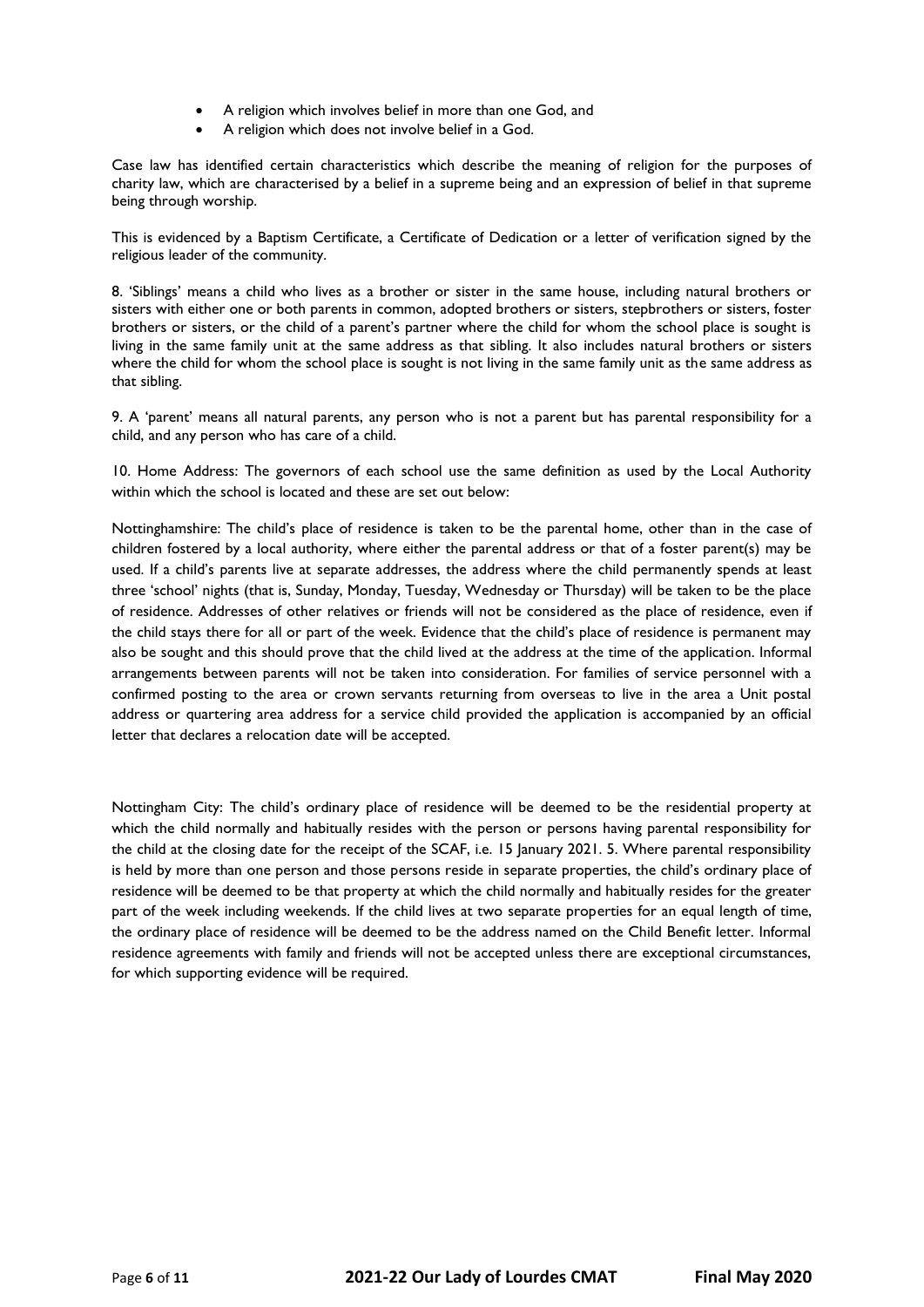- A religion which involves belief in more than one God, and
- A religion which does not involve belief in a God.

Case law has identified certain characteristics which describe the meaning of religion for the purposes of charity law, which are characterised by a belief in a supreme being and an expression of belief in that supreme being through worship.

This is evidenced by a Baptism Certificate, a Certificate of Dedication or a letter of verification signed by the religious leader of the community.

8. 'Siblings' means a child who lives as a brother or sister in the same house, including natural brothers or sisters with either one or both parents in common, adopted brothers or sisters, stepbrothers or sisters, foster brothers or sisters, or the child of a parent's partner where the child for whom the school place is sought is living in the same family unit at the same address as that sibling. It also includes natural brothers or sisters where the child for whom the school place is sought is not living in the same family unit as the same address as that sibling.

9. A 'parent' means all natural parents, any person who is not a parent but has parental responsibility for a child, and any person who has care of a child.

10. Home Address: The governors of each school use the same definition as used by the Local Authority within which the school is located and these are set out below:

Nottinghamshire: The child's place of residence is taken to be the parental home, other than in the case of children fostered by a local authority, where either the parental address or that of a foster parent(s) may be used. If a child's parents live at separate addresses, the address where the child permanently spends at least three 'school' nights (that is, Sunday, Monday, Tuesday, Wednesday or Thursday) will be taken to be the place of residence. Addresses of other relatives or friends will not be considered as the place of residence, even if the child stays there for all or part of the week. Evidence that the child's place of residence is permanent may also be sought and this should prove that the child lived at the address at the time of the application. Informal arrangements between parents will not be taken into consideration. For families of service personnel with a confirmed posting to the area or crown servants returning from overseas to live in the area a Unit postal address or quartering area address for a service child provided the application is accompanied by an official letter that declares a relocation date will be accepted.

Nottingham City: The child's ordinary place of residence will be deemed to be the residential property at which the child normally and habitually resides with the person or persons having parental responsibility for the child at the closing date for the receipt of the SCAF, i.e. 15 January 2021. 5. Where parental responsibility is held by more than one person and those persons reside in separate properties, the child's ordinary place of residence will be deemed to be that property at which the child normally and habitually resides for the greater part of the week including weekends. If the child lives at two separate properties for an equal length of time, the ordinary place of residence will be deemed to be the address named on the Child Benefit letter. Informal residence agreements with family and friends will not be accepted unless there are exceptional circumstances, for which supporting evidence will be required.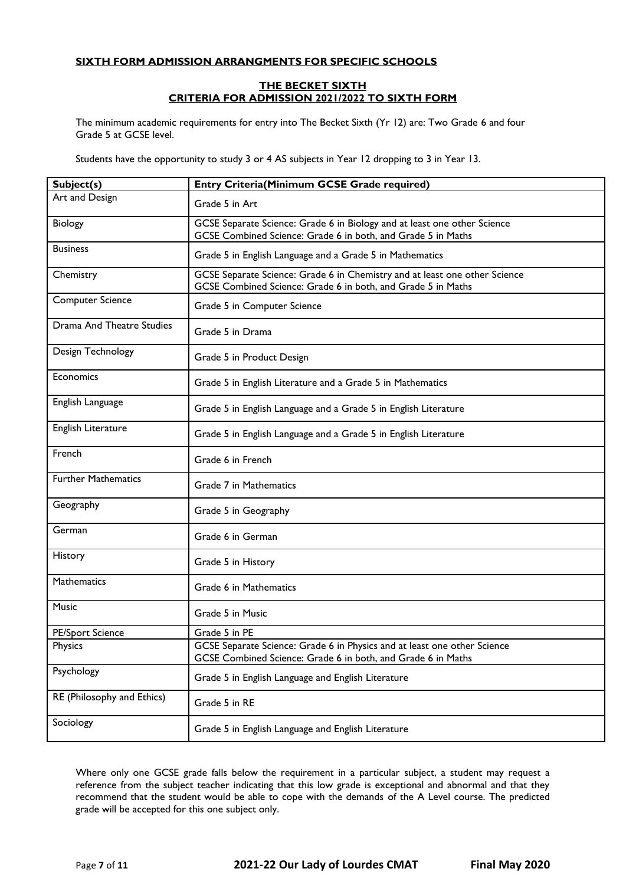## SIXTH FORM ADMISSION ARRANGMENTS FOR SPECIFIC SCHOOLS

### THE BECKET SIXTH
### CRITERIA FOR ADMISSION 2021/2022 TO SIXTH FORM

The minimum academic requirements for entry into The Becket Sixth (Yr 12) are: Two Grade 6 and four Grade 5 at GCSE level.

Students have the opportunity to study 3 or 4 AS subjects in Year 12 dropping to 3 in Year 13.

| Subject(s) | Entry Criteria(Minimum GCSE Grade required) |
|---|---|
| Art and Design | Grade 5 in Art |
| Biology | GCSE Separate Science: Grade 6 in Biology and at least one other Science<br>GCSE Combined Science: Grade 6 in both, and Grade 5 in Maths |
| Business | Grade 5 in English Language and a Grade 5 in Mathematics |
| Chemistry | GCSE Separate Science: Grade 6 in Chemistry and at least one other Science<br>GCSE Combined Science: Grade 6 in both, and Grade 5 in Maths |
| Computer Science | Grade 5 in Computer Science |
| Drama And Theatre Studies | Grade 5 in Drama |
| Design Technology | Grade 5 in Product Design |
| Economics | Grade 5 in English Literature and a Grade 5 in Mathematics |
| English Language | Grade 5 in English Language and a Grade 5 in English Literature |
| English Literature | Grade 5 in English Language and a Grade 5 in English Literature |
| French | Grade 6 in French |
| Further Mathematics | Grade 7 in Mathematics |
| Geography | Grade 5 in Geography |
| German | Grade 6 in German |
| History | Grade 5 in History |
| Mathematics | Grade 6 in Mathematics |
| Music | Grade 5 in Music |
| PE/Sport Science | Grade 5 in PE |
| Physics | GCSE Separate Science: Grade 6 in Physics and at least one other Science<br>GCSE Combined Science: Grade 6 in both, and Grade 6 in Maths |
| Psychology | Grade 5 in English Language and English Literature |
| RE (Philosophy and Ethics) | Grade 5 in RE |
| Sociology | Grade 5 in English Language and English Literature |

Where only one GCSE grade falls below the requirement in a particular subject, a student may request a reference from the subject teacher indicating that this low grade is exceptional and abnormal and that they recommend that the student would be able to cope with the demands of the A Level course. The predicted grade will be accepted for this one subject only.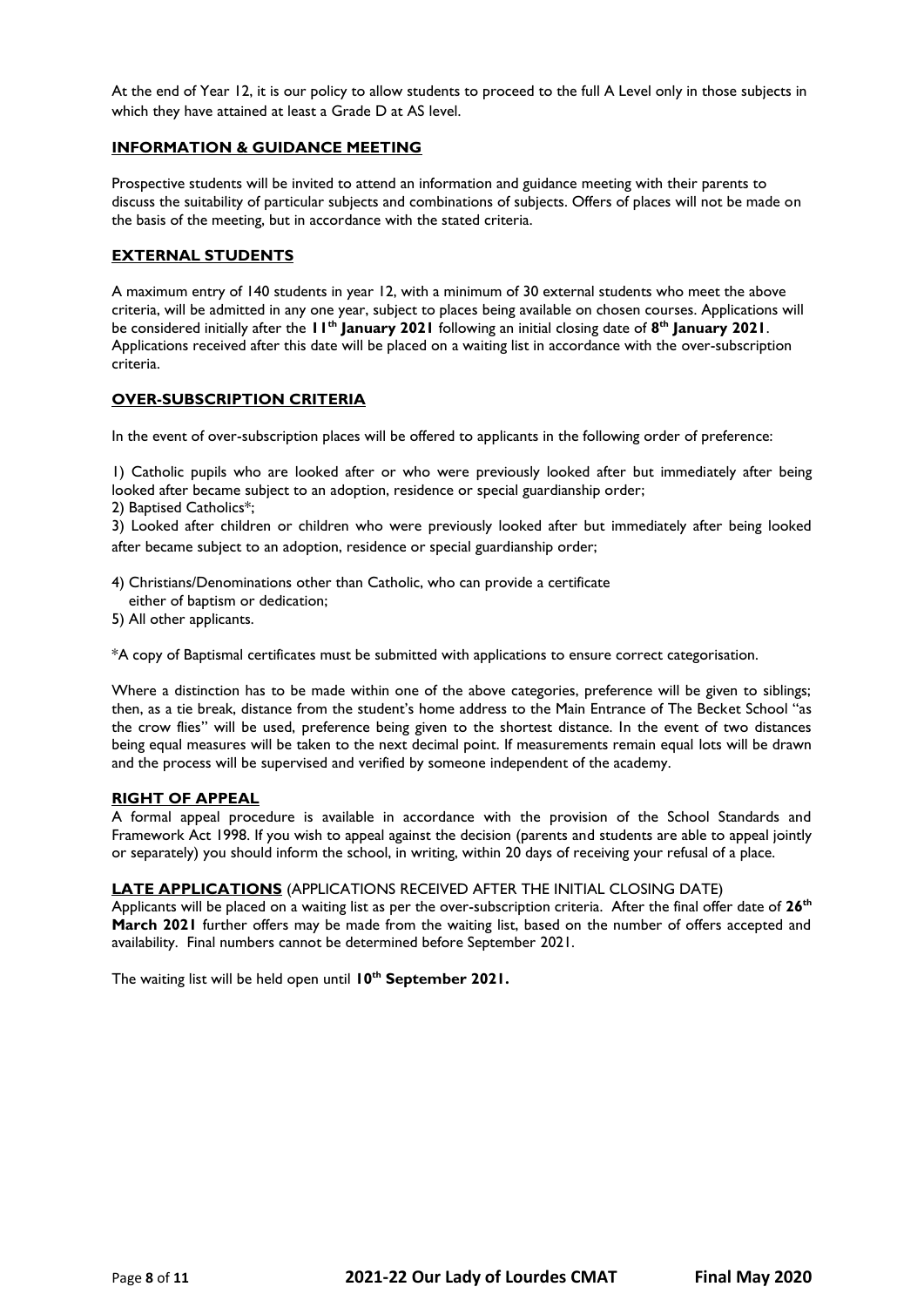At the end of Year 12, it is our policy to allow students to proceed to the full A Level only in those subjects in which they have attained at least a Grade D at AS level.

## INFORMATION & GUIDANCE MEETING

Prospective students will be invited to attend an information and guidance meeting with their parents to discuss the suitability of particular subjects and combinations of subjects. Offers of places will not be made on the basis of the meeting, but in accordance with the stated criteria.

## EXTERNAL STUDENTS

A maximum entry of 140 students in year 12, with a minimum of 30 external students who meet the above criteria, will be admitted in any one year, subject to places being available on chosen courses. Applications will be considered initially after the **11th January 2021** following an initial closing date of **8th January 2021**. Applications received after this date will be placed on a waiting list in accordance with the over-subscription criteria.

## OVER-SUBSCRIPTION CRITERIA

In the event of over-subscription places will be offered to applicants in the following order of preference:

1) Catholic pupils who are looked after or who were previously looked after but immediately after being looked after became subject to an adoption, residence or special guardianship order;
2) Baptised Catholics*;
3) Looked after children or children who were previously looked after but immediately after being looked after became subject to an adoption, residence or special guardianship order;

4) Christians/Denominations other than Catholic, who can provide a certificate either of baptism or dedication;
5) All other applicants.

*A copy of Baptismal certificates must be submitted with applications to ensure correct categorisation.

Where a distinction has to be made within one of the above categories, preference will be given to siblings; then, as a tie break, distance from the student's home address to the Main Entrance of The Becket School "as the crow flies" will be used, preference being given to the shortest distance. In the event of two distances being equal measures will be taken to the next decimal point. If measurements remain equal lots will be drawn and the process will be supervised and verified by someone independent of the academy.

## RIGHT OF APPEAL

A formal appeal procedure is available in accordance with the provision of the School Standards and Framework Act 1998. If you wish to appeal against the decision (parents and students are able to appeal jointly or separately) you should inform the school, in writing, within 20 days of receiving your refusal of a place.

## LATE APPLICATIONS (APPLICATIONS RECEIVED AFTER THE INITIAL CLOSING DATE)

Applicants will be placed on a waiting list as per the over-subscription criteria. After the final offer date of **26th March 2021** further offers may be made from the waiting list, based on the number of offers accepted and availability. Final numbers cannot be determined before September 2021.

The waiting list will be held open until **10th September 2021.**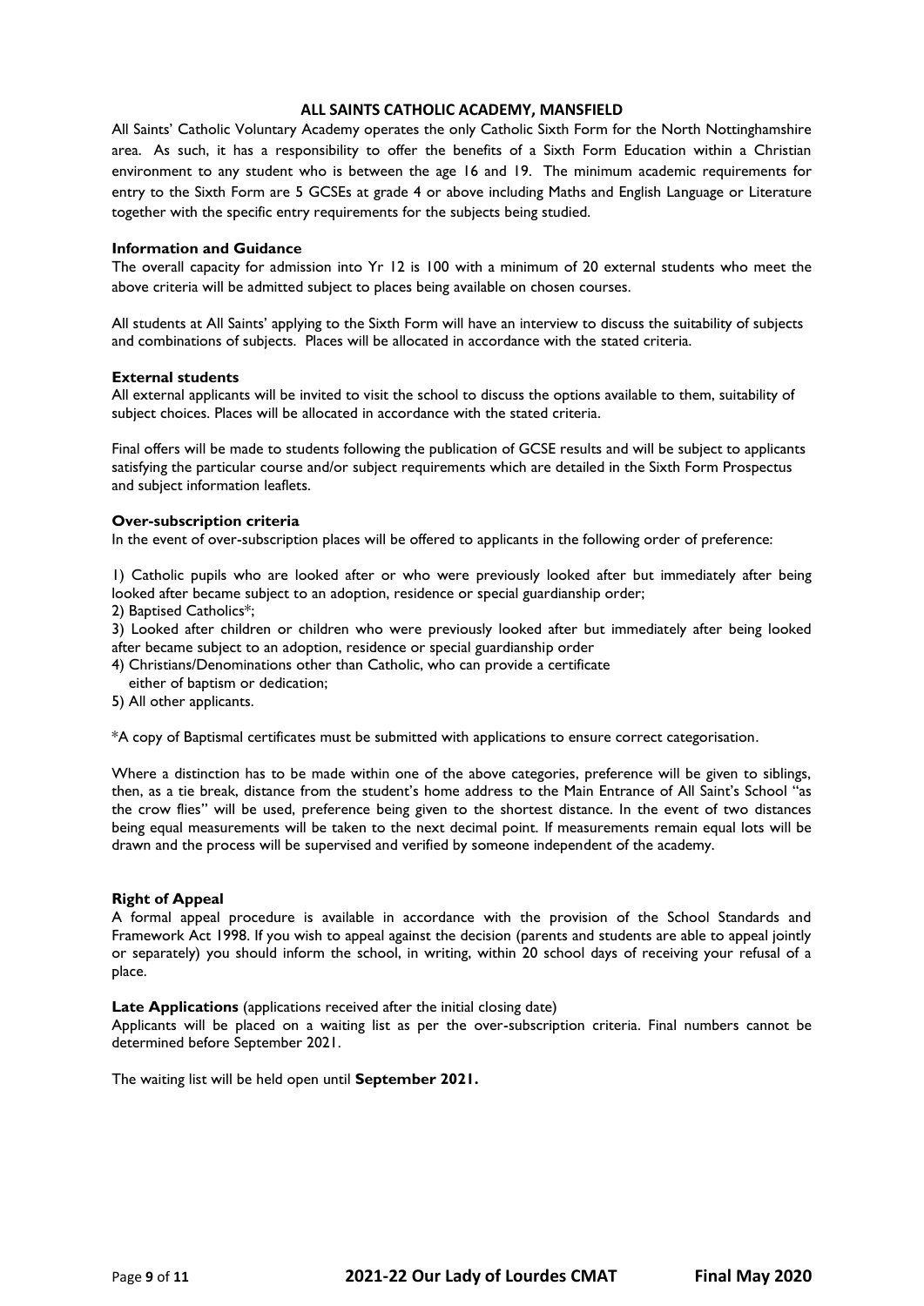## ALL SAINTS CATHOLIC ACADEMY, MANSFIELD

All Saints' Catholic Voluntary Academy operates the only Catholic Sixth Form for the North Nottinghamshire area. As such, it has a responsibility to offer the benefits of a Sixth Form Education within a Christian environment to any student who is between the age 16 and 19. The minimum academic requirements for entry to the Sixth Form are 5 GCSEs at grade 4 or above including Maths and English Language or Literature together with the specific entry requirements for the subjects being studied.

### Information and Guidance

The overall capacity for admission into Yr 12 is 100 with a minimum of 20 external students who meet the above criteria will be admitted subject to places being available on chosen courses.

All students at All Saints' applying to the Sixth Form will have an interview to discuss the suitability of subjects and combinations of subjects. Places will be allocated in accordance with the stated criteria.

### External students

All external applicants will be invited to visit the school to discuss the options available to them, suitability of subject choices. Places will be allocated in accordance with the stated criteria.

Final offers will be made to students following the publication of GCSE results and will be subject to applicants satisfying the particular course and/or subject requirements which are detailed in the Sixth Form Prospectus and subject information leaflets.

### Over-subscription criteria

In the event of over-subscription places will be offered to applicants in the following order of preference:

1) Catholic pupils who are looked after or who were previously looked after but immediately after being looked after became subject to an adoption, residence or special guardianship order;
2) Baptised Catholics*;
3) Looked after children or children who were previously looked after but immediately after being looked after became subject to an adoption, residence or special guardianship order
4) Christians/Denominations other than Catholic, who can provide a certificate either of baptism or dedication;
5) All other applicants.

*A copy of Baptismal certificates must be submitted with applications to ensure correct categorisation.

Where a distinction has to be made within one of the above categories, preference will be given to siblings, then, as a tie break, distance from the student's home address to the Main Entrance of All Saint's School "as the crow flies" will be used, preference being given to the shortest distance. In the event of two distances being equal measurements will be taken to the next decimal point. If measurements remain equal lots will be drawn and the process will be supervised and verified by someone independent of the academy.

### Right of Appeal

A formal appeal procedure is available in accordance with the provision of the School Standards and Framework Act 1998. If you wish to appeal against the decision (parents and students are able to appeal jointly or separately) you should inform the school, in writing, within 20 school days of receiving your refusal of a place.

**Late Applications** (applications received after the initial closing date)

Applicants will be placed on a waiting list as per the over-subscription criteria. Final numbers cannot be determined before September 2021.

The waiting list will be held open until **September 2021.**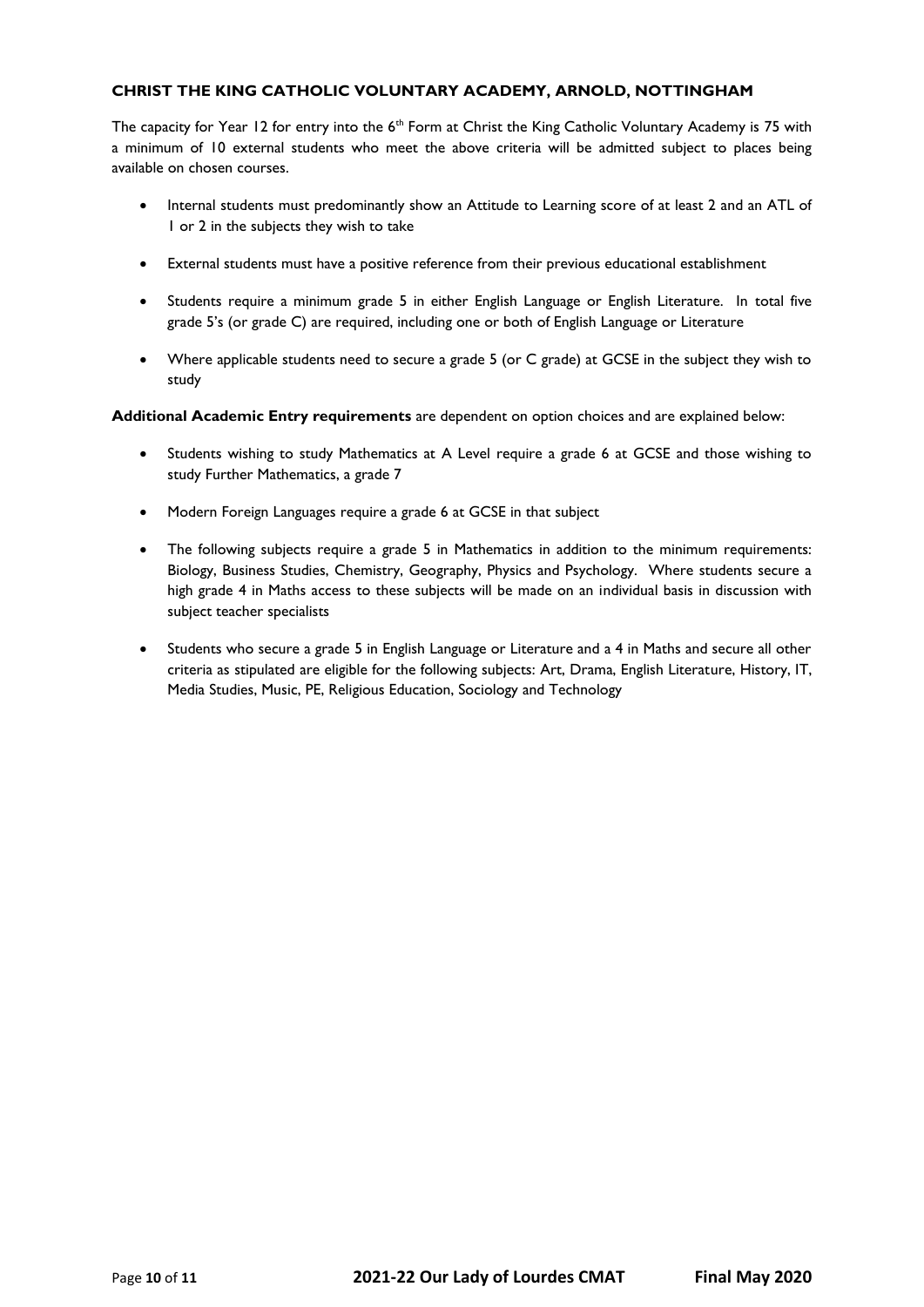### CHRIST THE KING CATHOLIC VOLUNTARY ACADEMY, ARNOLD, NOTTINGHAM

The capacity for Year 12 for entry into the 6th Form at Christ the King Catholic Voluntary Academy is 75 with a minimum of 10 external students who meet the above criteria will be admitted subject to places being available on chosen courses.

- Internal students must predominantly show an Attitude to Learning score of at least 2 and an ATL of 1 or 2 in the subjects they wish to take
- External students must have a positive reference from their previous educational establishment
- Students require a minimum grade 5 in either English Language or English Literature. In total five grade 5's (or grade C) are required, including one or both of English Language or Literature
- Where applicable students need to secure a grade 5 (or C grade) at GCSE in the subject they wish to study

**Additional Academic Entry requirements** are dependent on option choices and are explained below:

- Students wishing to study Mathematics at A Level require a grade 6 at GCSE and those wishing to study Further Mathematics, a grade 7
- Modern Foreign Languages require a grade 6 at GCSE in that subject
- The following subjects require a grade 5 in Mathematics in addition to the minimum requirements: Biology, Business Studies, Chemistry, Geography, Physics and Psychology. Where students secure a high grade 4 in Maths access to these subjects will be made on an individual basis in discussion with subject teacher specialists
- Students who secure a grade 5 in English Language or Literature and a 4 in Maths and secure all other criteria as stipulated are eligible for the following subjects: Art, Drama, English Literature, History, IT, Media Studies, Music, PE, Religious Education, Sociology and Technology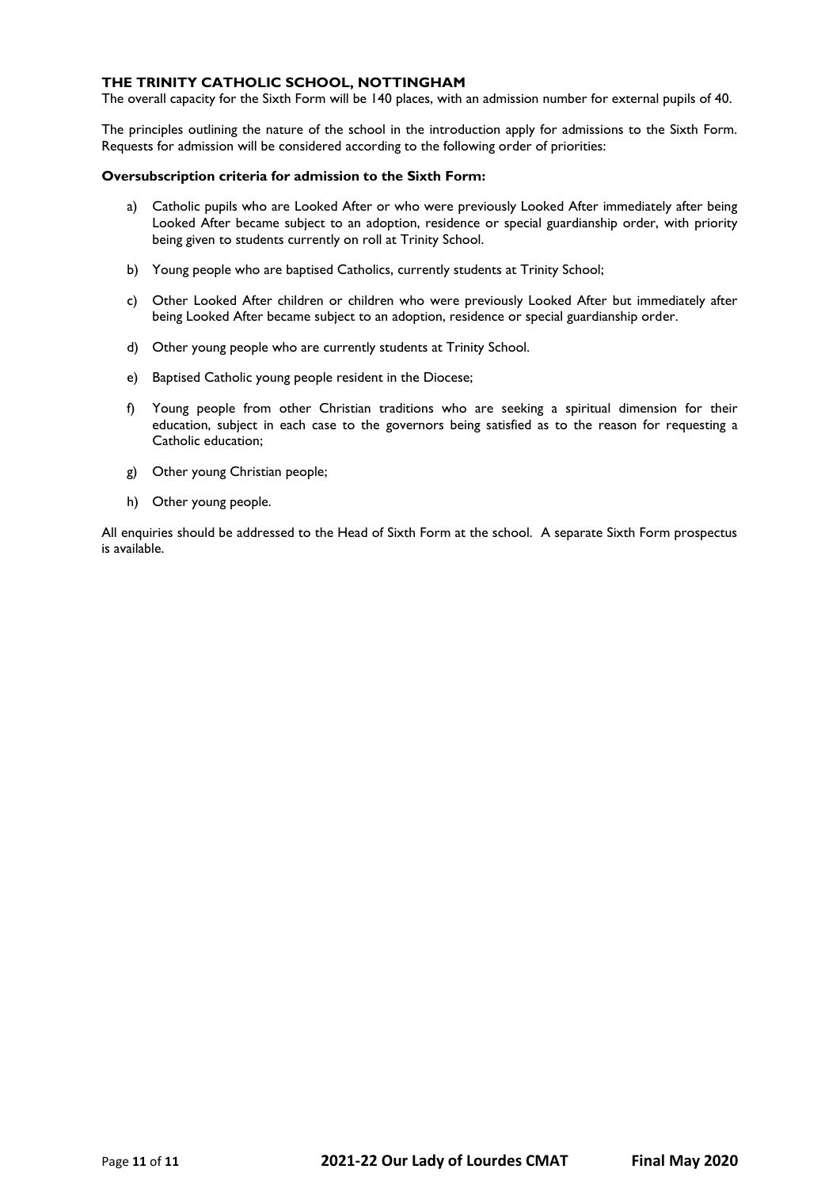### THE TRINITY CATHOLIC SCHOOL, NOTTINGHAM

The overall capacity for the Sixth Form will be 140 places, with an admission number for external pupils of 40.

The principles outlining the nature of the school in the introduction apply for admissions to the Sixth Form. Requests for admission will be considered according to the following order of priorities:

**Oversubscription criteria for admission to the Sixth Form:**

a) Catholic pupils who are Looked After or who were previously Looked After immediately after being Looked After became subject to an adoption, residence or special guardianship order, with priority being given to students currently on roll at Trinity School.

b) Young people who are baptised Catholics, currently students at Trinity School;

c) Other Looked After children or children who were previously Looked After but immediately after being Looked After became subject to an adoption, residence or special guardianship order.

d) Other young people who are currently students at Trinity School.

e) Baptised Catholic young people resident in the Diocese;

f) Young people from other Christian traditions who are seeking a spiritual dimension for their education, subject in each case to the governors being satisfied as to the reason for requesting a Catholic education;

g) Other young Christian people;

h) Other young people.

All enquiries should be addressed to the Head of Sixth Form at the school. A separate Sixth Form prospectus is available.